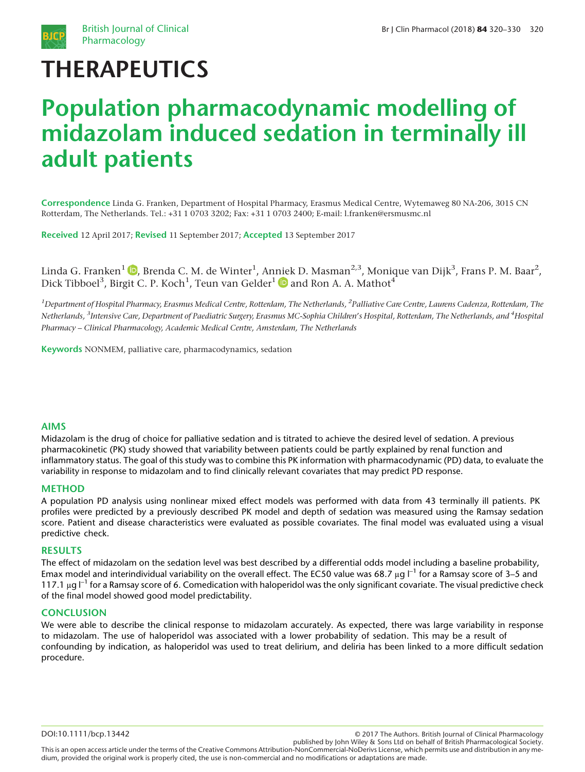# THERAPEUTICS

# Population pharmacodynamic modelling of midazolam induced sedation in terminally ill adult patients

**Correspondence** Linda G. Franken, Department of Hospital Pharmacy, Erasmus Medical Centre, Wytemaweg 80 NA-206, 3015 CN Rotterdam, The Netherlands. Tel.: +31 1 0703 3202; Fax: +31 1 0703 2400; E-mail: l.franken@ersmusmc.nl

**Received** 12 April 2017; **Revised** 11 September 2017; **Accepted** 13 September 2017

Linda G. Franken[1], Brenda C. M. de Winter[1], Anniek D. Masman[2,3], Monique van Dijk[3], Frans P. M. Baar[2], Dick Tibboel[3], Birgit C. P. Koch[1], Teun van Gelder[1] and Ron A. A. Mathot[4]

[1]*Department of Hospital Pharmacy, Erasmus Medical Centre, Rotterdam, The Netherlands,* [2]*Palliative Care Centre, Laurens Cadenza, Rotterdam, The Netherlands,* [3]*Intensive Care, Department of Paediatric Surgery, Erasmus MC-Sophia Children's Hospital, Rotterdam, The Netherlands, and* [4]*Hospital Pharmacy – Clinical Pharmacology, Academic Medical Centre, Amsterdam, The Netherlands*

**Keywords** NONMEM, palliative care, pharmacodynamics, sedation

## AIMS

Midazolam is the drug of choice for palliative sedation and is titrated to achieve the desired level of sedation. A previous pharmacokinetic (PK) study showed that variability between patients could be partly explained by renal function and inflammatory status. The goal of this study was to combine this PK information with pharmacodynamic (PD) data, to evaluate the variability in response to midazolam and to find clinically relevant covariates that may predict PD response.

## METHOD

A population PD analysis using nonlinear mixed effect models was performed with data from 43 terminally ill patients. PK profiles were predicted by a previously described PK model and depth of sedation was measured using the Ramsay sedation score. Patient and disease characteristics were evaluated as possible covariates. The final model was evaluated using a visual predictive check.

## RESULTS

The effect of midazolam on the sedation level was best described by a differential odds model including a baseline probability, Emax model and interindividual variability on the overall effect. The EC50 value was 68.7 $\mu g\ l^{-1}$ for a Ramsay score of 3–5 and 117.1 $\mu g\ l^{-1}$ for a Ramsay score of 6. Comedication with haloperidol was the only significant covariate. The visual predictive check of the final model showed good model predictability.

## CONCLUSION

We were able to describe the clinical response to midazolam accurately. As expected, there was large variability in response to midazolam. The use of haloperidol was associated with a lower probability of sedation. This may be a result of confounding by indication, as haloperidol was used to treat delirium, and deliria has been linked to a more difficult sedation procedure.

DOI:10.1111/bcp.13442

© 2017 The Authors. British Journal of Clinical Pharmacology published by John Wiley & Sons Ltd on behalf of British Pharmacological Society.
This is an open access article under the terms of the Creative Commons Attribution-NonCommercial-NoDerivs License, which permits use and distribution in any medium, provided the original work is properly cited, the use is non-commercial and no modifications or adaptations are made.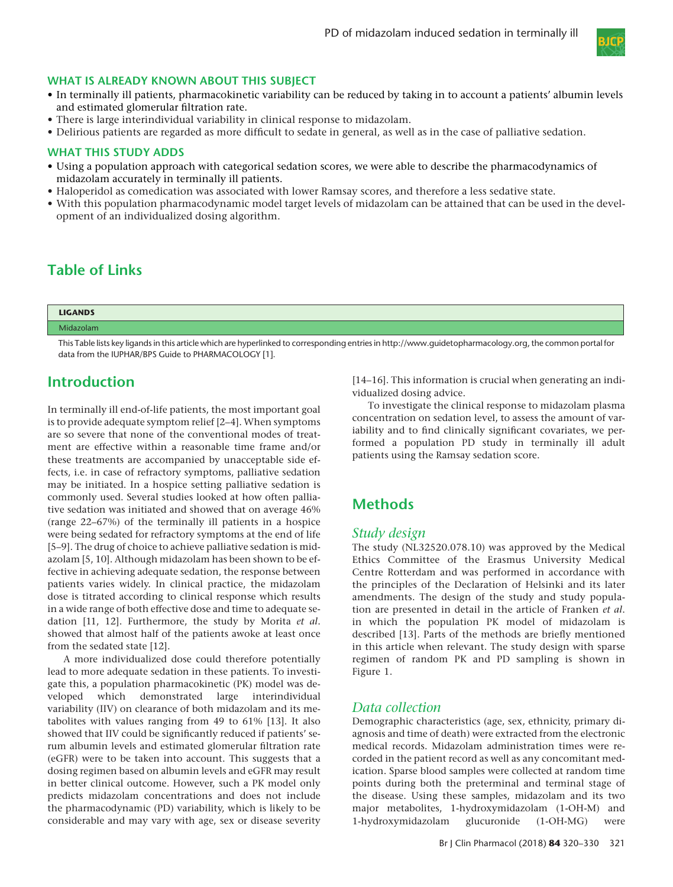### WHAT IS ALREADY KNOWN ABOUT THIS SUBJECT

- In terminally ill patients, pharmacokinetic variability can be reduced by taking in to account a patients' albumin levels and estimated glomerular filtration rate.
- There is large interindividual variability in clinical response to midazolam.
- Delirious patients are regarded as more difficult to sedate in general, as well as in the case of palliative sedation.

### WHAT THIS STUDY ADDS

- Using a population approach with categorical sedation scores, we were able to describe the pharmacodynamics of midazolam accurately in terminally ill patients.
- Haloperidol as comedication was associated with lower Ramsay scores, and therefore a less sedative state.
- With this population pharmacodynamic model target levels of midazolam can be attained that can be used in the development of an individualized dosing algorithm.

## Table of Links

| LIGANDS |
| --- |
| Midazolam |

This Table lists key ligands in this article which are hyperlinked to corresponding entries in http://www.guidetopharmacology.org, the common portal for data from the IUPHAR/BPS Guide to PHARMACOLOGY [1].

## Introduction

In terminally ill end-of-life patients, the most important goal is to provide adequate symptom relief [2–4]. When symptoms are so severe that none of the conventional modes of treatment are effective within a reasonable time frame and/or these treatments are accompanied by unacceptable side effects, i.e. in case of refractory symptoms, palliative sedation may be initiated. In a hospice setting palliative sedation is commonly used. Several studies looked at how often palliative sedation was initiated and showed that on average 46% (range 22–67%) of the terminally ill patients in a hospice were being sedated for refractory symptoms at the end of life [5–9]. The drug of choice to achieve palliative sedation is midazolam [5, 10]. Although midazolam has been shown to be effective in achieving adequate sedation, the response between patients varies widely. In clinical practice, the midazolam dose is titrated according to clinical response which results in a wide range of both effective dose and time to adequate sedation [11, 12]. Furthermore, the study by Morita *et al*. showed that almost half of the patients awoke at least once from the sedated state [12].

A more individualized dose could therefore potentially lead to more adequate sedation in these patients. To investigate this, a population pharmacokinetic (PK) model was developed which demonstrated large interindividual variability (IIV) on clearance of both midazolam and its metabolites with values ranging from 49 to 61% [13]. It also showed that IIV could be significantly reduced if patients' serum albumin levels and estimated glomerular filtration rate (eGFR) were to be taken into account. This suggests that a dosing regimen based on albumin levels and eGFR may result in better clinical outcome. However, such a PK model only predicts midazolam concentrations and does not include the pharmacodynamic (PD) variability, which is likely to be considerable and may vary with age, sex or disease severity [14–16]. This information is crucial when generating an individualized dosing advice.

To investigate the clinical response to midazolam plasma concentration on sedation level, to assess the amount of variability and to find clinically significant covariates, we performed a population PD study in terminally ill adult patients using the Ramsay sedation score.

## Methods

### *Study design*

The study (NL32520.078.10) was approved by the Medical Ethics Committee of the Erasmus University Medical Centre Rotterdam and was performed in accordance with the principles of the Declaration of Helsinki and its later amendments. The design of the study and study population are presented in detail in the article of Franken *et al*. in which the population PK model of midazolam is described [13]. Parts of the methods are briefly mentioned in this article when relevant. The study design with sparse regimen of random PK and PD sampling is shown in Figure 1.

### *Data collection*

Demographic characteristics (age, sex, ethnicity, primary diagnosis and time of death) were extracted from the electronic medical records. Midazolam administration times were recorded in the patient record as well as any concomitant medication. Sparse blood samples were collected at random time points during both the preterminal and terminal stage of the disease. Using these samples, midazolam and its two major metabolites, 1-hydroxymidazolam (1-OH-M) and 1-hydroxymidazolam glucuronide (1-OH-MG) were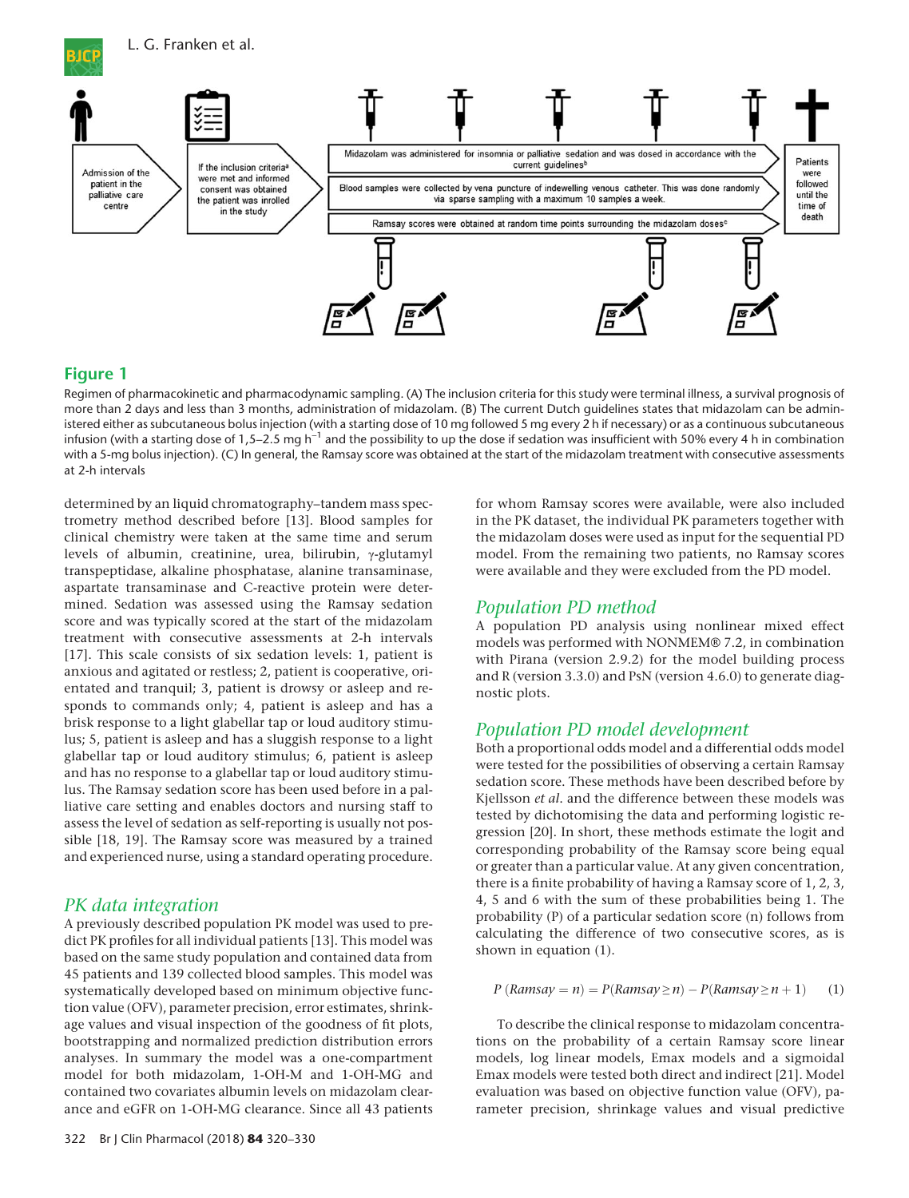Admission of the patient in the palliative care centre

If the inclusion criteria[a] were met and informed consent was obtained the patient was inrolled in the study

Midazolam was administered for insomnia or palliative sedation and was dosed in accordance with the current guidelines[b]

Blood samples were collected by vena puncture of indewelling venous catheter. This was done randomly via sparse sampling with a maximum 10 samples a week.

Ramsay scores were obtained at random time points surrounding the midazolam doses[c]

Patients were followed until the time of death

## Figure 1

Regimen of pharmacokinetic and pharmacodynamic sampling. (A) The inclusion criteria for this study were terminal illness, a survival prognosis of more than 2 days and less than 3 months, administration of midazolam. (B) The current Dutch guidelines states that midazolam can be administered either as subcutaneous bolus injection (with a starting dose of 10 mg followed 5 mg every 2 h if necessary) or as a continuous subcutaneous infusion (with a starting dose of 1,5–2.5 mg $h^{-1}$ and the possibility to up the dose if sedation was insufficient with 50% every 4 h in combination with a 5-mg bolus injection). (C) In general, the Ramsay score was obtained at the start of the midazolam treatment with consecutive assessments at 2-h intervals

determined by an liquid chromatography–tandem mass spectrometry method described before [13]. Blood samples for clinical chemistry were taken at the same time and serum levels of albumin, creatinine, urea, bilirubin, γ-glutamyl transpeptidase, alkaline phosphatase, alanine transaminase, aspartate transaminase and C-reactive protein were determined. Sedation was assessed using the Ramsay sedation score and was typically scored at the start of the midazolam treatment with consecutive assessments at 2-h intervals [17]. This scale consists of six sedation levels: 1, patient is anxious and agitated or restless; 2, patient is cooperative, orientated and tranquil; 3, patient is drowsy or asleep and responds to commands only; 4, patient is asleep and has a brisk response to a light glabellar tap or loud auditory stimulus; 5, patient is asleep and has a sluggish response to a light glabellar tap or loud auditory stimulus; 6, patient is asleep and has no response to a glabellar tap or loud auditory stimulus. The Ramsay sedation score has been used before in a palliative care setting and enables doctors and nursing staff to assess the level of sedation as self-reporting is usually not possible [18, 19]. The Ramsay score was measured by a trained and experienced nurse, using a standard operating procedure.

## PK data integration

A previously described population PK model was used to predict PK profiles for all individual patients [13]. This model was based on the same study population and contained data from 45 patients and 139 collected blood samples. This model was systematically developed based on minimum objective function value (OFV), parameter precision, error estimates, shrinkage values and visual inspection of the goodness of fit plots, bootstrapping and normalized prediction distribution errors analyses. In summary the model was a one-compartment model for both midazolam, 1-OH-M and 1-OH-MG and contained two covariates albumin levels on midazolam clearance and eGFR on 1-OH-MG clearance. Since all 43 patients for whom Ramsay scores were available, were also included in the PK dataset, the individual PK parameters together with the midazolam doses were used as input for the sequential PD model. From the remaining two patients, no Ramsay scores were available and they were excluded from the PD model.

## Population PD method

A population PD analysis using nonlinear mixed effect models was performed with NONMEM® 7.2, in combination with Pirana (version 2.9.2) for the model building process and R (version 3.3.0) and PsN (version 4.6.0) to generate diagnostic plots.

## Population PD model development

Both a proportional odds model and a differential odds model were tested for the possibilities of observing a certain Ramsay sedation score. These methods have been described before by Kjellsson *et al.* and the difference between these models was tested by dichotomising the data and performing logistic regression [20]. In short, these methods estimate the logit and corresponding probability of the Ramsay score being equal or greater than a particular value. At any given concentration, there is a finite probability of having a Ramsay score of 1, 2, 3, 4, 5 and 6 with the sum of these probabilities being 1. The probability (P) of a particular sedation score (n) follows from calculating the difference of two consecutive scores, as is shown in equation (1).

$$P\,(Ramsay = n) = P(Ramsay \geq n) - P(Ramsay \geq n+1) \qquad (1)$$

To describe the clinical response to midazolam concentrations on the probability of a certain Ramsay score linear models, log linear models, Emax models and a sigmoidal Emax models were tested both direct and indirect [21]. Model evaluation was based on objective function value (OFV), parameter precision, shrinkage values and visual predictive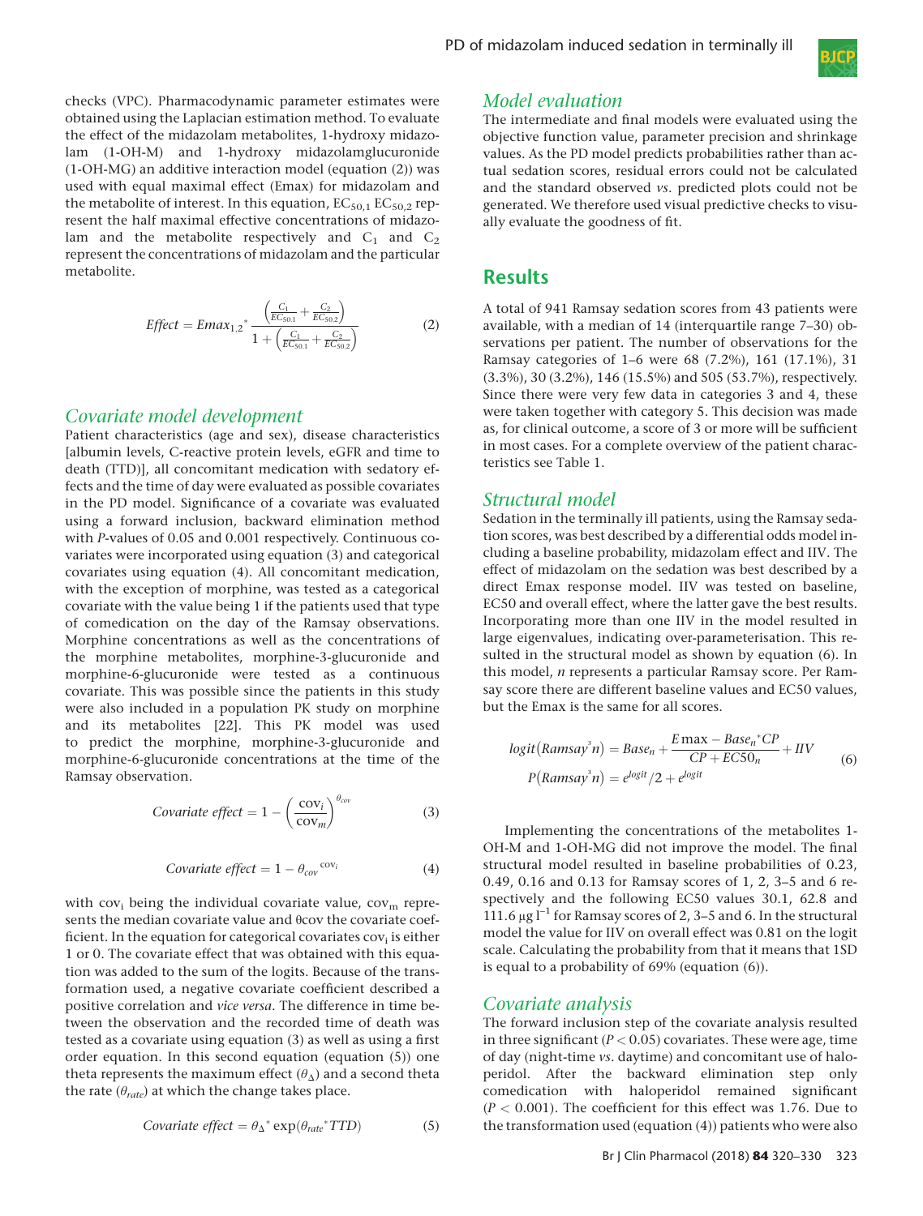checks (VPC). Pharmacodynamic parameter estimates were obtained using the Laplacian estimation method. To evaluate the effect of the midazolam metabolites, 1-hydroxy midazolam (1-OH-M) and 1-hydroxy midazolamglucuronide (1-OH-MG) an additive interaction model (equation (2)) was used with equal maximal effect (Emax) for midazolam and the metabolite of interest. In this equation, $EC_{50,1}$ $EC_{50,2}$ represent the half maximal effective concentrations of midazolam and the metabolite respectively and $C_1$ and $C_2$ represent the concentrations of midazolam and the particular metabolite.

$$Effect = Emax_{1,2}{}^{*}\frac{\left(\frac{C_1}{EC_{50,1}}+\frac{C_2}{EC_{50,2}}\right)}{1+\left(\frac{C_1}{EC_{50,1}}+\frac{C_2}{EC_{50,2}}\right)} \tag{2}$$

## Covariate model development

Patient characteristics (age and sex), disease characteristics [albumin levels, C-reactive protein levels, eGFR and time to death (TTD)], all concomitant medication with sedatory effects and the time of day were evaluated as possible covariates in the PD model. Significance of a covariate was evaluated using a forward inclusion, backward elimination method with *P*-values of 0.05 and 0.001 respectively. Continuous covariates were incorporated using equation (3) and categorical covariates using equation (4). All concomitant medication, with the exception of morphine, was tested as a categorical covariate with the value being 1 if the patients used that type of comedication on the day of the Ramsay observations. Morphine concentrations as well as the concentrations of the morphine metabolites, morphine-3-glucuronide and morphine-6-glucuronide were tested as a continuous covariate. This was possible since the patients in this study were also included in a population PK study on morphine and its metabolites [22]. This PK model was used to predict the morphine, morphine-3-glucuronide and morphine-6-glucuronide concentrations at the time of the Ramsay observation.

$$Covariate\ effect = 1-\left(\frac{cov_i}{cov_m}\right)^{\theta_{cov}} \tag{3}$$

$$Covariate\ effect = 1-\theta_{cov}{}^{cov_i} \tag{4}$$

with $cov_i$ being the individual covariate value, $cov_m$ represents the median covariate value and θcov the covariate coefficient. In the equation for categorical covariates $cov_i$ is either 1 or 0. The covariate effect that was obtained with this equation was added to the sum of the logits. Because of the transformation used, a negative covariate coefficient described a positive correlation and *vice versa*. The difference in time between the observation and the recorded time of death was tested as a covariate using equation (3) as well as using a first order equation. In this second equation (equation (5)) one theta represents the maximum effect ($\theta_\Delta$) and a second theta the rate ($\theta_{rate}$) at which the change takes place.

$$Covariate\ effect = \theta_{\Delta}{}^{*}\exp(\theta_{rate}{}^{*}TTD) \tag{5}$$

## Model evaluation

The intermediate and final models were evaluated using the objective function value, parameter precision and shrinkage values. As the PD model predicts probabilities rather than actual sedation scores, residual errors could not be calculated and the standard observed *vs.* predicted plots could not be generated. We therefore used visual predictive checks to visually evaluate the goodness of fit.

# Results

A total of 941 Ramsay sedation scores from 43 patients were available, with a median of 14 (interquartile range 7–30) observations per patient. The number of observations for the Ramsay categories of 1–6 were 68 (7.2%), 161 (17.1%), 31 (3.3%), 30 (3.2%), 146 (15.5%) and 505 (53.7%), respectively. Since there were very few data in categories 3 and 4, these were taken together with category 5. This decision was made as, for clinical outcome, a score of 3 or more will be sufficient in most cases. For a complete overview of the patient characteristics see Table 1.

## Structural model

Sedation in the terminally ill patients, using the Ramsay sedation scores, was best described by a differential odds model including a baseline probability, midazolam effect and IIV. The effect of midazolam on the sedation was best described by a direct Emax response model. IIV was tested on baseline, EC50 and overall effect, where the latter gave the best results. Incorporating more than one IIV in the model resulted in large eigenvalues, indicating over-parameterisation. This resulted in the structural model as shown by equation (6). In this model, *n* represents a particular Ramsay score. Per Ramsay score there are different baseline values and EC50 values, but the Emax is the same for all scores.

$$\begin{aligned} logit(Ramsay^{3}n) &= Base_n + \frac{E\max - Base_n{}^{*}CP}{CP + EC50_n} + IIV \\ P(Ramsay^{3}n) &= e^{logit}/2 + e^{logit} \end{aligned} \tag{6}$$

Implementing the concentrations of the metabolites 1-OH-M and 1-OH-MG did not improve the model. The final structural model resulted in baseline probabilities of 0.23, 0.49, 0.16 and 0.13 for Ramsay scores of 1, 2, 3–5 and 6 respectively and the following EC50 values 30.1, 62.8 and 111.6 μg $l^{-1}$ for Ramsay scores of 2, 3–5 and 6. In the structural model the value for IIV on overall effect was 0.81 on the logit scale. Calculating the probability from that it means that 1SD is equal to a probability of 69% (equation (6)).

## Covariate analysis

The forward inclusion step of the covariate analysis resulted in three significant ($P < 0.05$) covariates. These were age, time of day (night-time *vs.* daytime) and concomitant use of haloperidol. After the backward elimination step only comedication with haloperidol remained significant ($P < 0.001$). The coefficient for this effect was 1.76. Due to the transformation used (equation (4)) patients who were also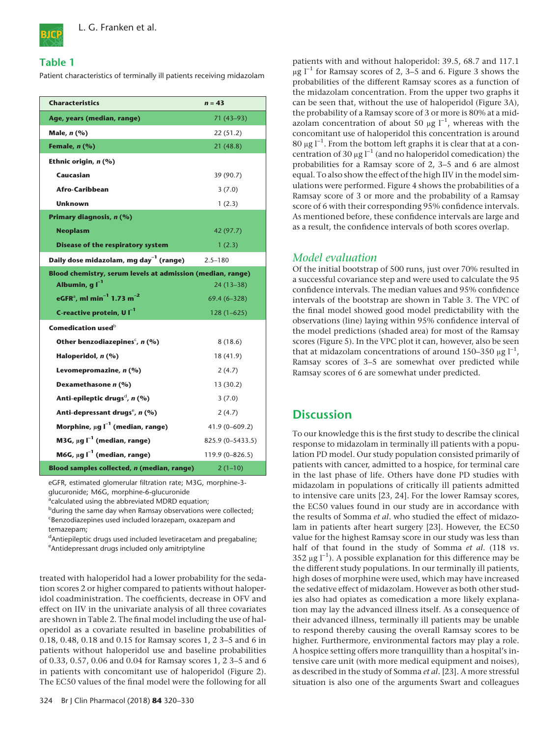## Table 1

Patient characteristics of terminally ill patients receiving midazolam

| Characteristics | n = 43 |
|---|---|
| **Age, years (median, range)** | 71 (43–93) |
| **Male, n (%)** | 22 (51.2) |
| **Female, n (%)** | 21 (48.8) |
| **Ethnic origin, n (%)** | |
| Caucasian | 39 (90.7) |
| Afro-Caribbean | 3 (7.0) |
| Unknown | 1 (2.3) |
| **Primary diagnosis, n (%)** | |
| Neoplasm | 42 (97.7) |
| Disease of the respiratory system | 1 (2.3) |
| **Daily dose midazolam, mg $day^{-1}$ (range)** | 2.5–180 |
| **Blood chemistry, serum levels at admission (median, range)** | |
| Albumin, g $l^{-1}$ | 24 (13–38) |
| eGFR[a], ml $min^{-1}$ 1.73 $m^{-2}$ | 69.4 (6–328) |
| C-reactive protein, U $l^{-1}$ | 128 (1–625) |
| **Comedication used[b]** | |
| Other benzodiazepines[c], n (%) | 8 (18.6) |
| Haloperidol, n (%) | 18 (41.9) |
| Levomepromazine, n (%) | 2 (4.7) |
| Dexamethasone n (%) | 13 (30.2) |
| Anti-epileptic drugs[d], n (%) | 3 (7.0) |
| Anti-depressant drugs[e], n (%) | 2 (4.7) |
| Morphine, μg $l^{-1}$ (median, range) | 41.9 (0–609.2) |
| M3G, μg $l^{-1}$ (median, range) | 825.9 (0–5433.5) |
| M6G, μg $l^{-1}$ (median, range) | 119.9 (0–826.5) |
| **Blood samples collected, n (median, range)** | 2 (1–10) |

eGFR, estimated glomerular filtration rate; M3G, morphine-3-glucuronide; M6G, morphine-6-glucuronide
[a]calculated using the abbreviated MDRD equation;
[b]during the same day when Ramsay observations were collected;
[c]Benzodiazepines used included lorazepam, oxazepam and temazepam;
[d]Antiepileptic drugs used included levetiracetam and pregabaline;
[e]Antidepressant drugs included only amitriptyline

treated with haloperidol had a lower probability for the sedation scores 2 or higher compared to patients without haloperidol coadministration. The coefficients, decrease in OFV and effect on IIV in the univariate analysis of all three covariates are shown in Table 2. The final model including the use of haloperidol as a covariate resulted in baseline probabilities of 0.18, 0.48, 0.18 and 0.15 for Ramsay scores 1, 2 3–5 and 6 in patients without haloperidol use and baseline probabilities of 0.33, 0.57, 0.06 and 0.04 for Ramsay scores 1, 2 3–5 and 6 in patients with concomitant use of haloperidol (Figure 2). The EC50 values of the final model were the following for all patients with and without haloperidol: 39.5, 68.7 and 117.1 μg $l^{-1}$ for Ramsay scores of 2, 3–5 and 6. Figure 3 shows the probabilities of the different Ramsay scores as a function of the midazolam concentration. From the upper two graphs it can be seen that, without the use of haloperidol (Figure 3A), the probability of a Ramsay score of 3 or more is 80% at a midazolam concentration of about 50 μg $l^{-1}$, whereas with the concomitant use of haloperidol this concentration is around 80 μg $l^{-1}$. From the bottom left graphs it is clear that at a concentration of 30 μg $l^{-1}$ (and no haloperidol comedication) the probabilities for a Ramsay score of 2, 3–5 and 6 are almost equal. To also show the effect of the high IIV in the model simulations were performed. Figure 4 shows the probabilities of a Ramsay score of 3 or more and the probability of a Ramsay score of 6 with their corresponding 95% confidence intervals. As mentioned before, these confidence intervals are large and as a result, the confidence intervals of both scores overlap.

### *Model evaluation*

Of the initial bootstrap of 500 runs, just over 70% resulted in a successful covariance step and were used to calculate the 95 confidence intervals. The median values and 95% confidence intervals of the bootstrap are shown in Table 3. The VPC of the final model showed good model predictability with the observations (line) laying within 95% confidence interval of the model predictions (shaded area) for most of the Ramsay scores (Figure 5). In the VPC plot it can, however, also be seen that at midazolam concentrations of around 150–350 μg $l^{-1}$, Ramsay scores of 3–5 are somewhat over predicted while Ramsay scores of 6 are somewhat under predicted.

## Discussion

To our knowledge this is the first study to describe the clinical response to midazolam in terminally ill patients with a population PD model. Our study population consisted primarily of patients with cancer, admitted to a hospice, for terminal care in the last phase of life. Others have done PD studies with midazolam in populations of critically ill patients admitted to intensive care units [23, 24]. For the lower Ramsay scores, the EC50 values found in our study are in accordance with the results of Somma *et al.* who studied the effect of midazolam in patients after heart surgery [23]. However, the EC50 value for the highest Ramsay score in our study was less than half of that found in the study of Somma *et al.* (118 *vs.* 352 μg $l^{-1}$). A possible explanation for this difference may be the different study populations. In our terminally ill patients, high doses of morphine were used, which may have increased the sedative effect of midazolam. However as both other studies also had opiates as comedication a more likely explanation may lay the advanced illness itself. As a consequence of their advanced illness, terminally ill patients may be unable to respond thereby causing the overall Ramsay scores to be higher. Furthermore, environmental factors may play a role. A hospice setting offers more tranquillity than a hospital's intensive care unit (with more medical equipment and noises), as described in the study of Somma *et al.* [23]. A more stressful situation is also one of the arguments Swart and colleagues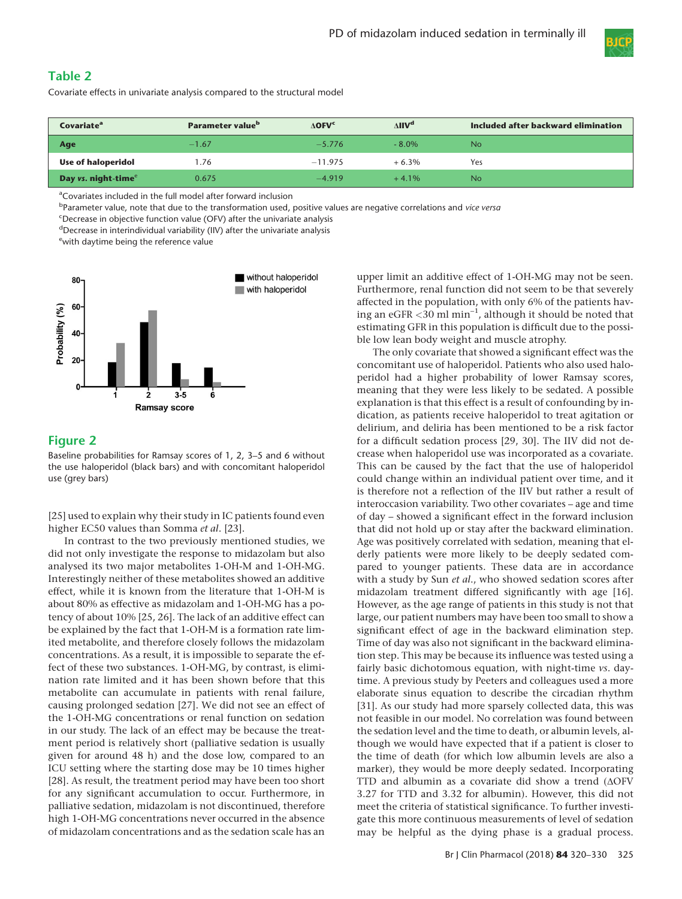## Table 2

Covariate effects in univariate analysis compared to the structural model

| Covariate[a] | Parameter value[b] | ΔOFV[c] | ΔIIV[d] | Included after backward elimination |
|---|---|---|---|---|
| Age | −1.67 | −5.776 | - 8.0% | No |
| Use of haloperidol | 1.76 | −11.975 | + 6.3% | Yes |
| Day *vs.* night-time[e] | 0.675 | −4.919 | + 4.1% | No |

[a]Covariates included in the full model after forward inclusion
[b]Parameter value, note that due to the transformation used, positive values are negative correlations and *vice versa*
[c]Decrease in objective function value (OFV) after the univariate analysis
[d]Decrease in interindividual variability (IIV) after the univariate analysis
[e]with daytime being the reference value

## Figure 2

Baseline probabilities for Ramsay scores of 1, 2, 3–5 and 6 without the use haloperidol (black bars) and with concomitant haloperidol use (grey bars)

[25] used to explain why their study in IC patients found even higher EC50 values than Somma *et al*. [23].

In contrast to the two previously mentioned studies, we did not only investigate the response to midazolam but also analysed its two major metabolites 1-OH-M and 1-OH-MG. Interestingly neither of these metabolites showed an additive effect, while it is known from the literature that 1-OH-M is about 80% as effective as midazolam and 1-OH-MG has a potency of about 10% [25, 26]. The lack of an additive effect can be explained by the fact that 1-OH-M is a formation rate limited metabolite, and therefore closely follows the midazolam concentrations. As a result, it is impossible to separate the effect of these two substances. 1-OH-MG, by contrast, is elimination rate limited and it has been shown before that this metabolite can accumulate in patients with renal failure, causing prolonged sedation [27]. We did not see an effect of the 1-OH-MG concentrations or renal function on sedation in our study. The lack of an effect may be because the treatment period is relatively short (palliative sedation is usually given for around 48 h) and the dose low, compared to an ICU setting where the starting dose may be 10 times higher [28]. As result, the treatment period may have been too short for any significant accumulation to occur. Furthermore, in palliative sedation, midazolam is not discontinued, therefore high 1-OH-MG concentrations never occurred in the absence of midazolam concentrations and as the sedation scale has an upper limit an additive effect of 1-OH-MG may not be seen. Furthermore, renal function did not seem to be that severely affected in the population, with only 6% of the patients having an eGFR <30 ml $\text{min}^{-1}$, although it should be noted that estimating GFR in this population is difficult due to the possible low lean body weight and muscle atrophy.

The only covariate that showed a significant effect was the concomitant use of haloperidol. Patients who also used haloperidol had a higher probability of lower Ramsay scores, meaning that they were less likely to be sedated. A possible explanation is that this effect is a result of confounding by indication, as patients receive haloperidol to treat agitation or delirium, and deliria has been mentioned to be a risk factor for a difficult sedation process [29, 30]. The IIV did not decrease when haloperidol use was incorporated as a covariate. This can be caused by the fact that the use of haloperidol could change within an individual patient over time, and it is therefore not a reflection of the IIV but rather a result of interoccasion variability. Two other covariates – age and time of day – showed a significant effect in the forward inclusion that did not hold up or stay after the backward elimination. Age was positively correlated with sedation, meaning that elderly patients were more likely to be deeply sedated compared to younger patients. These data are in accordance with a study by Sun *et al*., who showed sedation scores after midazolam treatment differed significantly with age [16]. However, as the age range of patients in this study is not that large, our patient numbers may have been too small to show a significant effect of age in the backward elimination step. Time of day was also not significant in the backward elimination step. This may be because its influence was tested using a fairly basic dichotomous equation, with night-time *vs.* daytime. A previous study by Peeters and colleagues used a more elaborate sinus equation to describe the circadian rhythm [31]. As our study had more sparsely collected data, this was not feasible in our model. No correlation was found between the sedation level and the time to death, or albumin levels, although we would have expected that if a patient is closer to the time of death (for which low albumin levels are also a marker), they would be more deeply sedated. Incorporating TTD and albumin as a covariate did show a trend (ΔOFV 3.27 for TTD and 3.32 for albumin). However, this did not meet the criteria of statistical significance. To further investigate this more continuous measurements of level of sedation may be helpful as the dying phase is a gradual process.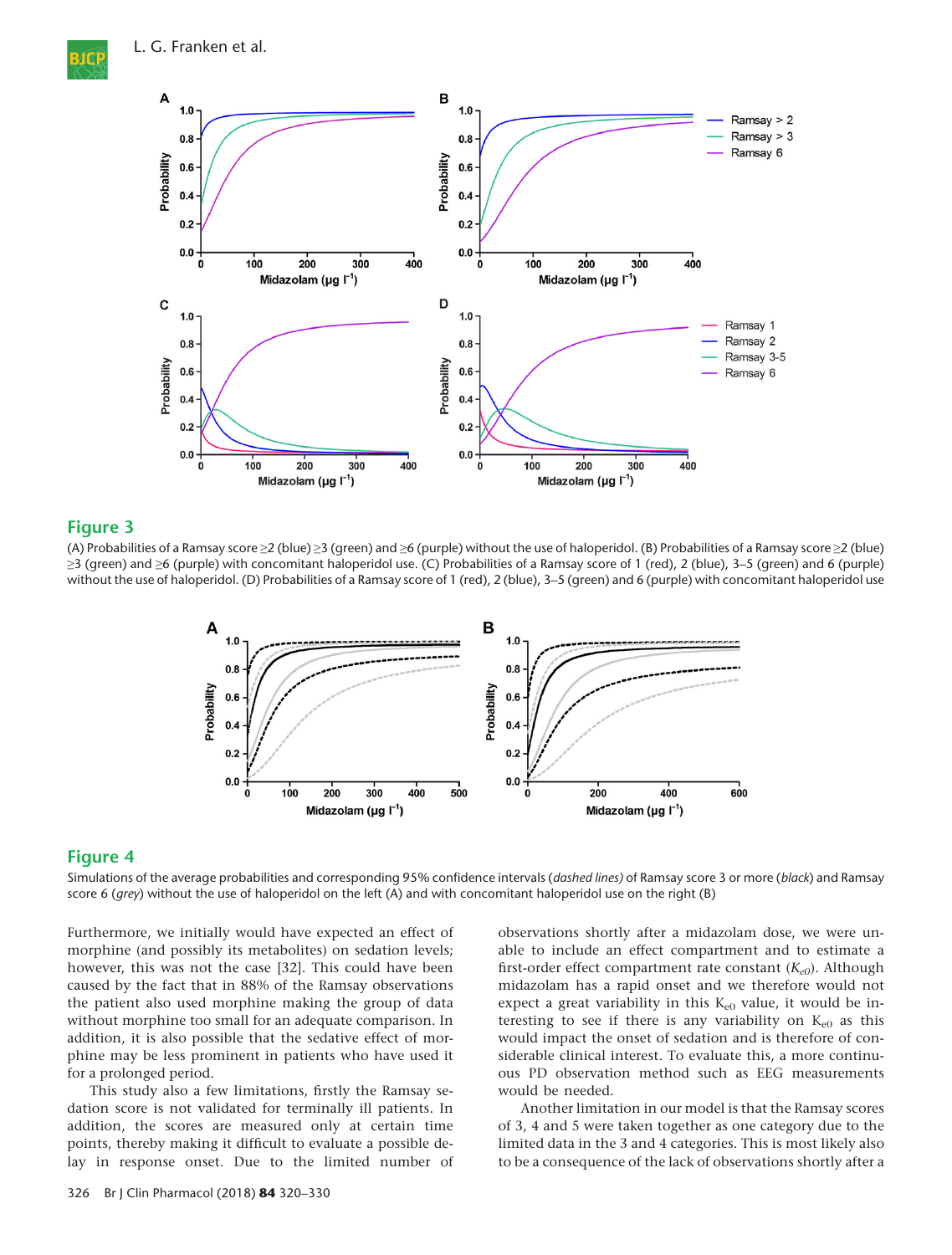## Figure 3

(A) Probabilities of a Ramsay score ≥2 (blue) ≥3 (green) and ≥6 (purple) without the use of haloperidol. (B) Probabilities of a Ramsay score ≥2 (blue) ≥3 (green) and ≥6 (purple) with concomitant haloperidol use. (C) Probabilities of a Ramsay score of 1 (red), 2 (blue), 3–5 (green) and 6 (purple) without the use of haloperidol. (D) Probabilities of a Ramsay score of 1 (red), 2 (blue), 3–5 (green) and 6 (purple) with concomitant haloperidol use

## Figure 4

Simulations of the average probabilities and corresponding 95% confidence intervals (*dashed lines*) of Ramsay score 3 or more (*black*) and Ramsay score 6 (*grey*) without the use of haloperidol on the left (A) and with concomitant haloperidol use on the right (B)

Furthermore, we initially would have expected an effect of morphine (and possibly its metabolites) on sedation levels; however, this was not the case [32]. This could have been caused by the fact that in 88% of the Ramsay observations the patient also used morphine making the group of data without morphine too small for an adequate comparison. In addition, it is also possible that the sedative effect of morphine may be less prominent in patients who have used it for a prolonged period.

This study also a few limitations, firstly the Ramsay sedation score is not validated for terminally ill patients. In addition, the scores are measured only at certain time points, thereby making it difficult to evaluate a possible delay in response onset. Due to the limited number of observations shortly after a midazolam dose, we were unable to include an effect compartment and to estimate a first-order effect compartment rate constant ($K_{e0}$). Although midazolam has a rapid onset and we therefore would not expect a great variability in this $K_{e0}$ value, it would be interesting to see if there is any variability on $K_{e0}$ as this would impact the onset of sedation and is therefore of considerable clinical interest. To evaluate this, a more continuous PD observation method such as EEG measurements would be needed.

Another limitation in our model is that the Ramsay scores of 3, 4 and 5 were taken together as one category due to the limited data in the 3 and 4 categories. This is most likely also to be a consequence of the lack of observations shortly after a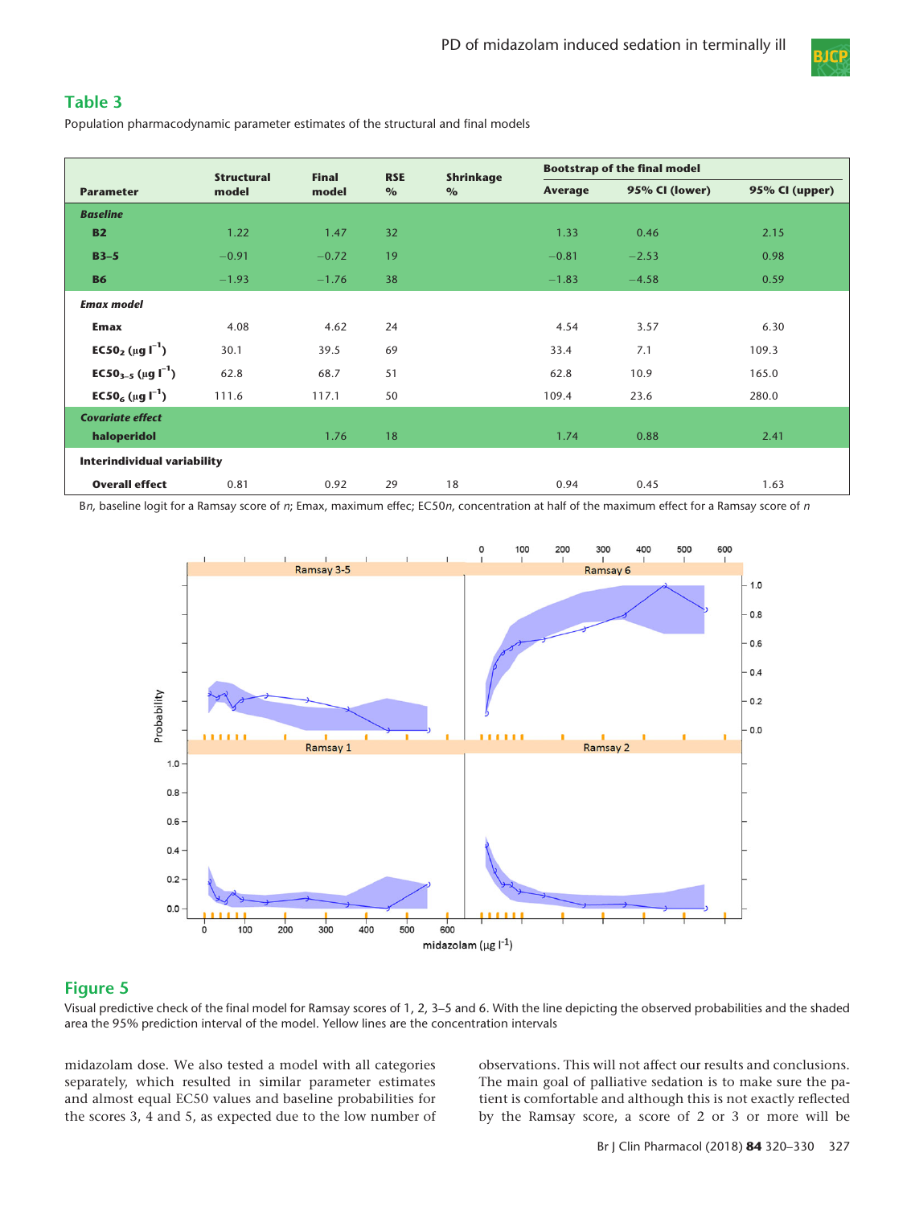## Table 3

Population pharmacodynamic parameter estimates of the structural and final models

| Parameter | Structural model | Final model | RSE % | Shrinkage % | Bootstrap of the final model | | |
|---|---|---|---|---|---|---|---|
| | | | | | Average | 95% CI (lower) | 95% CI (upper) |
| ***Baseline*** | | | | | | | |
| **B2** | 1.22 | 1.47 | 32 | | 1.33 | 0.46 | 2.15 |
| **B3–5** | −0.91 | −0.72 | 19 | | −0.81 | −2.53 | 0.98 |
| **B6** | −1.93 | −1.76 | 38 | | −1.83 | −4.58 | 0.59 |
| ***Emax model*** | | | | | | | |
| **Emax** | 4.08 | 4.62 | 24 | | 4.54 | 3.57 | 6.30 |
| **$EC50_2$ (μg $l^{-1}$)** | 30.1 | 39.5 | 69 | | 33.4 | 7.1 | 109.3 |
| **$EC50_{3–5}$ (μg $l^{-1}$)** | 62.8 | 68.7 | 51 | | 62.8 | 10.9 | 165.0 |
| **$EC50_6$ (μg $l^{-1}$)** | 111.6 | 117.1 | 50 | | 109.4 | 23.6 | 280.0 |
| ***Covariate effect*** | | | | | | | |
| **haloperidol** | | 1.76 | 18 | | 1.74 | 0.88 | 2.41 |
| **Interindividual variability** | | | | | | | |
| **Overall effect** | 0.81 | 0.92 | 29 | 18 | 0.94 | 0.45 | 1.63 |

B*n*, baseline logit for a Ramsay score of *n*; Emax, maximum effec; EC50*n*, concentration at half of the maximum effect for a Ramsay score of *n*

## Figure 5

Visual predictive check of the final model for Ramsay scores of 1, 2, 3–5 and 6. With the line depicting the observed probabilities and the shaded area the 95% prediction interval of the model. Yellow lines are the concentration intervals

midazolam dose. We also tested a model with all categories separately, which resulted in similar parameter estimates and almost equal EC50 values and baseline probabilities for the scores 3, 4 and 5, as expected due to the low number of observations. This will not affect our results and conclusions. The main goal of palliative sedation is to make sure the patient is comfortable and although this is not exactly reflected by the Ramsay score, a score of 2 or 3 or more will be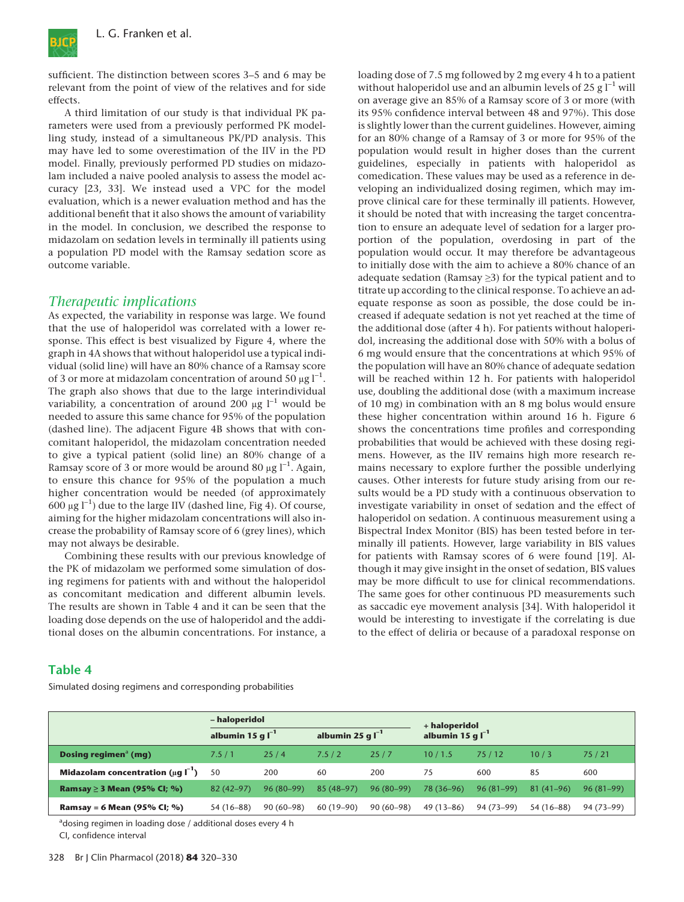sufficient. The distinction between scores 3–5 and 6 may be relevant from the point of view of the relatives and for side effects.

A third limitation of our study is that individual PK parameters were used from a previously performed PK modelling study, instead of a simultaneous PK/PD analysis. This may have led to some overestimation of the IIV in the PD model. Finally, previously performed PD studies on midazolam included a naive pooled analysis to assess the model accuracy [23, 33]. We instead used a VPC for the model evaluation, which is a newer evaluation method and has the additional benefit that it also shows the amount of variability in the model. In conclusion, we described the response to midazolam on sedation levels in terminally ill patients using a population PD model with the Ramsay sedation score as outcome variable.

## *Therapeutic implications*

As expected, the variability in response was large. We found that the use of haloperidol was correlated with a lower response. This effect is best visualized by Figure 4, where the graph in 4A shows that without haloperidol use a typical individual (solid line) will have an 80% chance of a Ramsay score of 3 or more at midazolam concentration of around 50 $\mu g\ l^{-1}$. The graph also shows that due to the large interindividual variability, a concentration of around 200 $\mu g\ l^{-1}$ would be needed to assure this same chance for 95% of the population (dashed line). The adjacent Figure 4B shows that with concomitant haloperidol, the midazolam concentration needed to give a typical patient (solid line) an 80% change of a Ramsay score of 3 or more would be around 80 $\mu g\ l^{-1}$. Again, to ensure this chance for 95% of the population a much higher concentration would be needed (of approximately 600 $\mu g\ l^{-1}$) due to the large IIV (dashed line, Fig 4). Of course, aiming for the higher midazolam concentrations will also increase the probability of Ramsay score of 6 (grey lines), which may not always be desirable.

Combining these results with our previous knowledge of the PK of midazolam we performed some simulation of dosing regimens for patients with and without the haloperidol as concomitant medication and different albumin levels. The results are shown in Table 4 and it can be seen that the loading dose depends on the use of haloperidol and the additional doses on the albumin concentrations. For instance, a loading dose of 7.5 mg followed by 2 mg every 4 h to a patient without haloperidol use and an albumin levels of 25 $g\ l^{-1}$ will on average give an 85% of a Ramsay score of 3 or more (with its 95% confidence interval between 48 and 97%). This dose is slightly lower than the current guidelines. However, aiming for an 80% change of a Ramsay of 3 or more for 95% of the population would result in higher doses than the current guidelines, especially in patients with haloperidol as comedication. These values may be used as a reference in developing an individualized dosing regimen, which may improve clinical care for these terminally ill patients. However, it should be noted that with increasing the target concentration to ensure an adequate level of sedation for a larger proportion of the population, overdosing in part of the population would occur. It may therefore be advantageous to initially dose with the aim to achieve a 80% chance of an adequate sedation (Ramsay ≥3) for the typical patient and to titrate up according to the clinical response. To achieve an adequate response as soon as possible, the dose could be increased if adequate sedation is not yet reached at the time of the additional dose (after 4 h). For patients without haloperidol, increasing the additional dose with 50% with a bolus of 6 mg would ensure that the concentrations at which 95% of the population will have an 80% chance of adequate sedation will be reached within 12 h. For patients with haloperidol use, doubling the additional dose (with a maximum increase of 10 mg) in combination with an 8 mg bolus would ensure these higher concentration within around 16 h. Figure 6 shows the concentrations time profiles and corresponding probabilities that would be achieved with these dosing regimens. However, as the IIV remains high more research remains necessary to explore further the possible underlying causes. Other interests for future study arising from our results would be a PD study with a continuous observation to investigate variability in onset of sedation and the effect of haloperidol on sedation. A continuous measurement using a Bispectral Index Monitor (BIS) has been tested before in terminally ill patients. However, large variability in BIS values for patients with Ramsay scores of 6 were found [19]. Although it may give insight in the onset of sedation, BIS values may be more difficult to use for clinical recommendations. The same goes for other continuous PD measurements such as saccadic eye movement analysis [34]. With haloperidol it would be interesting to investigate if the correlating is due to the effect of deliria or because of a paradoxal response on

**Table 4**

Simulated dosing regimens and corresponding probabilities

| | – haloperidol | | | | + haloperidol | | | |
|---|---|---|---|---|---|---|---|---|
| | albumin 15 $g\ l^{-1}$ | | albumin 25 $g\ l^{-1}$ | | albumin 15 $g\ l^{-1}$ | | | |
| **Dosing regimen[a] (mg)** | 7.5 / 1 | 25 / 4 | 7.5 / 2 | 25 / 7 | 10 / 1.5 | 75 / 12 | 10 / 3 | 75 / 21 |
| **Midazolam concentration ($\mu g\ l^{-1}$)** | 50 | 200 | 60 | 200 | 75 | 600 | 85 | 600 |
| **Ramsay ≥ 3 Mean (95% CI; %)** | 82 (42–97) | 96 (80–99) | 85 (48–97) | 96 (80–99) | 78 (36–96) | 96 (81–99) | 81 (41–96) | 96 (81–99) |
| **Ramsay = 6 Mean (95% CI; %)** | 54 (16–88) | 90 (60–98) | 60 (19–90) | 90 (60–98) | 49 (13–86) | 94 (73–99) | 54 (16–88) | 94 (73–99) |

[a]dosing regimen in loading dose / additional doses every 4 h
CI, confidence interval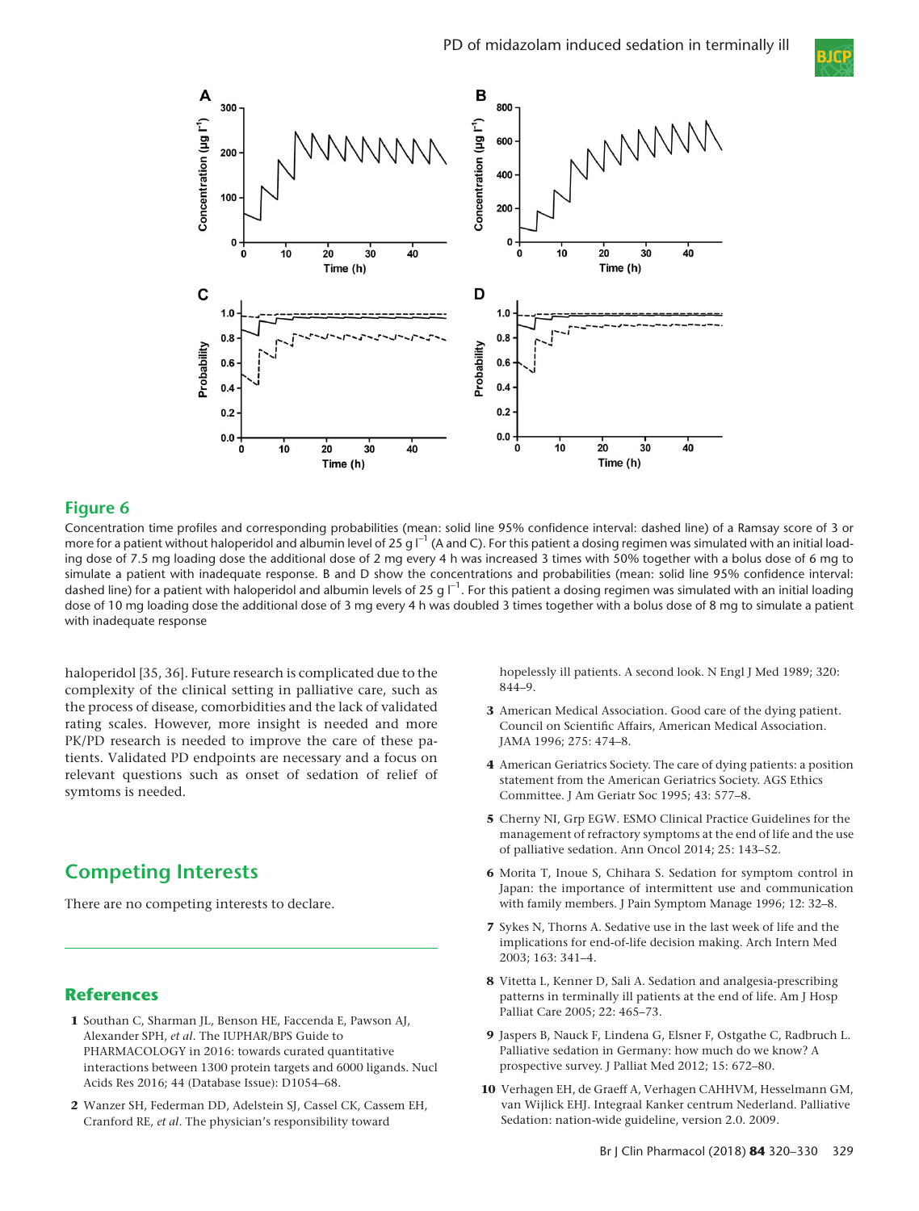**Figure 6**

Concentration time profiles and corresponding probabilities (mean: solid line 95% confidence interval: dashed line) of a Ramsay score of 3 or more for a patient without haloperidol and albumin level of 25 g $l^{-1}$ (A and C). For this patient a dosing regimen was simulated with an initial loading dose of 7.5 mg loading dose the additional dose of 2 mg every 4 h was increased 3 times with 50% together with a bolus dose of 6 mg to simulate a patient with inadequate response. B and D show the concentrations and probabilities (mean: solid line 95% confidence interval: dashed line) for a patient with haloperidol and albumin levels of 25 g $l^{-1}$. For this patient a dosing regimen was simulated with an initial loading dose of 10 mg loading dose the additional dose of 3 mg every 4 h was doubled 3 times together with a bolus dose of 8 mg to simulate a patient with inadequate response

haloperidol [35, 36]. Future research is complicated due to the complexity of the clinical setting in palliative care, such as the process of disease, comorbidities and the lack of validated rating scales. However, more insight is needed and more PK/PD research is needed to improve the care of these patients. Validated PD endpoints are necessary and a focus on relevant questions such as onset of sedation of relief of symtoms is needed.

## Competing Interests

There are no competing interests to declare.

## References

1 Southan C, Sharman JL, Benson HE, Faccenda E, Pawson AJ, Alexander SPH, *et al.* The IUPHAR/BPS Guide to PHARMACOLOGY in 2016: towards curated quantitative interactions between 1300 protein targets and 6000 ligands. Nucl Acids Res 2016; 44 (Database Issue): D1054–68.

2 Wanzer SH, Federman DD, Adelstein SJ, Cassel CK, Cassem EH, Cranford RE, *et al.* The physician's responsibility toward hopelessly ill patients. A second look. N Engl J Med 1989; 320: 844–9.

3 American Medical Association. Good care of the dying patient. Council on Scientific Affairs, American Medical Association. JAMA 1996; 275: 474–8.

4 American Geriatrics Society. The care of dying patients: a position statement from the American Geriatrics Society. AGS Ethics Committee. J Am Geriatr Soc 1995; 43: 577–8.

5 Cherny NI, Grp EGW. ESMO Clinical Practice Guidelines for the management of refractory symptoms at the end of life and the use of palliative sedation. Ann Oncol 2014; 25: 143–52.

6 Morita T, Inoue S, Chihara S. Sedation for symptom control in Japan: the importance of intermittent use and communication with family members. J Pain Symptom Manage 1996; 12: 32–8.

7 Sykes N, Thorns A. Sedative use in the last week of life and the implications for end-of-life decision making. Arch Intern Med 2003; 163: 341–4.

8 Vitetta L, Kenner D, Sali A. Sedation and analgesia-prescribing patterns in terminally ill patients at the end of life. Am J Hosp Palliat Care 2005; 22: 465–73.

9 Jaspers B, Nauck F, Lindena G, Elsner F, Ostgathe C, Radbruch L. Palliative sedation in Germany: how much do we know? A prospective survey. J Palliat Med 2012; 15: 672–80.

10 Verhagen EH, de Graeff A, Verhagen CAHHVM, Hesselmann GM, van Wijlick EHJ. Integraal Kanker centrum Nederland. Palliative Sedation: nation-wide guideline, version 2.0. 2009.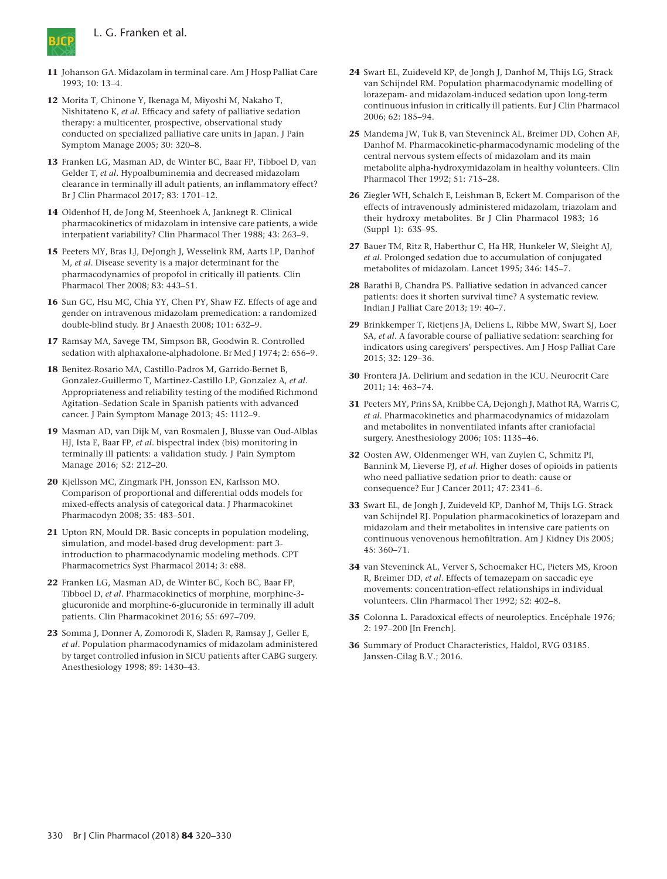11 Johanson GA. Midazolam in terminal care. Am J Hosp Palliat Care 1993; 10: 13–4.

12 Morita T, Chinone Y, Ikenaga M, Miyoshi M, Nakaho T, Nishitateno K, *et al*. Efficacy and safety of palliative sedation therapy: a multicenter, prospective, observational study conducted on specialized palliative care units in Japan. J Pain Symptom Manage 2005; 30: 320–8.

13 Franken LG, Masman AD, de Winter BC, Baar FP, Tibboel D, van Gelder T, *et al*. Hypoalbuminemia and decreased midazolam clearance in terminally ill adult patients, an inflammatory effect? Br J Clin Pharmacol 2017; 83: 1701–12.

14 Oldenhof H, de Jong M, Steenhoek A, Janknegt R. Clinical pharmacokinetics of midazolam in intensive care patients, a wide interpatient variability? Clin Pharmacol Ther 1988; 43: 263–9.

15 Peeters MY, Bras LJ, DeJongh J, Wesselink RM, Aarts LP, Danhof M, *et al*. Disease severity is a major determinant for the pharmacodynamics of propofol in critically ill patients. Clin Pharmacol Ther 2008; 83: 443–51.

16 Sun GC, Hsu MC, Chia YY, Chen PY, Shaw FZ. Effects of age and gender on intravenous midazolam premedication: a randomized double-blind study. Br J Anaesth 2008; 101: 632–9.

17 Ramsay MA, Savege TM, Simpson BR, Goodwin R. Controlled sedation with alphaxalone-alphadolone. Br Med J 1974; 2: 656–9.

18 Benitez-Rosario MA, Castillo-Padros M, Garrido-Bernet B, Gonzalez-Guillermo T, Martinez-Castillo LP, Gonzalez A, *et al*. Appropriateness and reliability testing of the modified Richmond Agitation–Sedation Scale in Spanish patients with advanced cancer. J Pain Symptom Manage 2013; 45: 1112–9.

19 Masman AD, van Dijk M, van Rosmalen J, Blusse van Oud-Alblas HJ, Ista E, Baar FP, *et al*. bispectral index (bis) monitoring in terminally ill patients: a validation study. J Pain Symptom Manage 2016; 52: 212–20.

20 Kjellsson MC, Zingmark PH, Jonsson EN, Karlsson MO. Comparison of proportional and differential odds models for mixed-effects analysis of categorical data. J Pharmacokinet Pharmacodyn 2008; 35: 483–501.

21 Upton RN, Mould DR. Basic concepts in population modeling, simulation, and model-based drug development: part 3-introduction to pharmacodynamic modeling methods. CPT Pharmacometrics Syst Pharmacol 2014; 3: e88.

22 Franken LG, Masman AD, de Winter BC, Koch BC, Baar FP, Tibboel D, *et al*. Pharmacokinetics of morphine, morphine-3-glucuronide and morphine-6-glucuronide in terminally ill adult patients. Clin Pharmacokinet 2016; 55: 697–709.

23 Somma J, Donner A, Zomorodi K, Sladen R, Ramsay J, Geller E, *et al*. Population pharmacodynamics of midazolam administered by target controlled infusion in SICU patients after CABG surgery. Anesthesiology 1998; 89: 1430–43.

24 Swart EL, Zuideveld KP, de Jongh J, Danhof M, Thijs LG, Strack van Schijndel RM. Population pharmacodynamic modelling of lorazepam- and midazolam-induced sedation upon long-term continuous infusion in critically ill patients. Eur J Clin Pharmacol 2006; 62: 185–94.

25 Mandema JW, Tuk B, van Steveninck AL, Breimer DD, Cohen AF, Danhof M. Pharmacokinetic-pharmacodynamic modeling of the central nervous system effects of midazolam and its main metabolite alpha-hydroxymidazolam in healthy volunteers. Clin Pharmacol Ther 1992; 51: 715–28.

26 Ziegler WH, Schalch E, Leishman B, Eckert M. Comparison of the effects of intravenously administered midazolam, triazolam and their hydroxy metabolites. Br J Clin Pharmacol 1983; 16 (Suppl 1): 63S–9S.

27 Bauer TM, Ritz R, Haberthur C, Ha HR, Hunkeler W, Sleight AJ, *et al*. Prolonged sedation due to accumulation of conjugated metabolites of midazolam. Lancet 1995; 346: 145–7.

28 Barathi B, Chandra PS. Palliative sedation in advanced cancer patients: does it shorten survival time? A systematic review. Indian J Palliat Care 2013; 19: 40–7.

29 Brinkkemper T, Rietjens JA, Deliens L, Ribbe MW, Swart SJ, Loer SA, *et al*. A favorable course of palliative sedation: searching for indicators using caregivers' perspectives. Am J Hosp Palliat Care 2015; 32: 129–36.

30 Frontera JA. Delirium and sedation in the ICU. Neurocrit Care 2011; 14: 463–74.

31 Peeters MY, Prins SA, Knibbe CA, Dejongh J, Mathot RA, Warris C, *et al*. Pharmacokinetics and pharmacodynamics of midazolam and metabolites in nonventilated infants after craniofacial surgery. Anesthesiology 2006; 105: 1135–46.

32 Oosten AW, Oldenmenger WH, van Zuylen C, Schmitz PI, Bannink M, Lieverse PJ, *et al*. Higher doses of opioids in patients who need palliative sedation prior to death: cause or consequence? Eur J Cancer 2011; 47: 2341–6.

33 Swart EL, de Jongh J, Zuideveld KP, Danhof M, Thijs LG. Strack van Schijndel RJ. Population pharmacokinetics of lorazepam and midazolam and their metabolites in intensive care patients on continuous venovenous hemofiltration. Am J Kidney Dis 2005; 45: 360–71.

34 van Steveninck AL, Verver S, Schoemaker HC, Pieters MS, Kroon R, Breimer DD, *et al*. Effects of temazepam on saccadic eye movements: concentration-effect relationships in individual volunteers. Clin Pharmacol Ther 1992; 52: 402–8.

35 Colonna L. Paradoxical effects of neuroleptics. Encéphale 1976; 2: 197–200 [In French].

36 Summary of Product Characteristics, Haldol, RVG 03185. Janssen-Cilag B.V.; 2016.